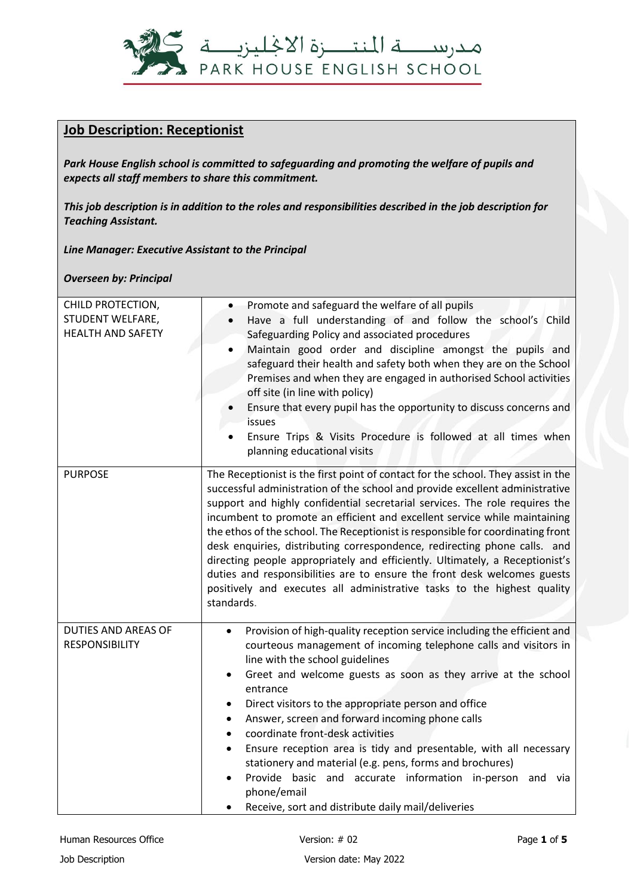مدرســـــة المنتـــــزة الانجليزيـــــة
PARK HOUSE ENGLISH SCHOOL

## Job Description: Receptionist

***Park House English school is committed to safeguarding and promoting the welfare of pupils and expects all staff members to share this commitment.***

***This job description is in addition to the roles and responsibilities described in the job description for Teaching Assistant.***

***Line Manager: Executive Assistant to the Principal***

***Overseen by: Principal***

| | |
|---|---|
| CHILD PROTECTION, STUDENT WELFARE, HEALTH AND SAFETY | • Promote and safeguard the welfare of all pupils<br>• Have a full understanding of and follow the school's Child Safeguarding Policy and associated procedures<br>• Maintain good order and discipline amongst the pupils and safeguard their health and safety both when they are on the School Premises and when they are engaged in authorised School activities off site (in line with policy)<br>• Ensure that every pupil has the opportunity to discuss concerns and issues<br>• Ensure Trips & Visits Procedure is followed at all times when planning educational visits |
| PURPOSE | The Receptionist is the first point of contact for the school. They assist in the successful administration of the school and provide excellent administrative support and highly confidential secretarial services. The role requires the incumbent to promote an efficient and excellent service while maintaining the ethos of the school. The Receptionist is responsible for coordinating front desk enquiries, distributing correspondence, redirecting phone calls. and directing people appropriately and efficiently. Ultimately, a Receptionist's duties and responsibilities are to ensure the front desk welcomes guests positively and executes all administrative tasks to the highest quality standards. |
| DUTIES AND AREAS OF RESPONSIBILITY | • Provision of high-quality reception service including the efficient and courteous management of incoming telephone calls and visitors in line with the school guidelines<br>• Greet and welcome guests as soon as they arrive at the school entrance<br>• Direct visitors to the appropriate person and office<br>• Answer, screen and forward incoming phone calls<br>• coordinate front-desk activities<br>• Ensure reception area is tidy and presentable, with all necessary stationery and material (e.g. pens, forms and brochures)<br>• Provide basic and accurate information in-person and via phone/email<br>• Receive, sort and distribute daily mail/deliveries |

Human Resources Office
Job Description

Version: # 02
Version date: May 2022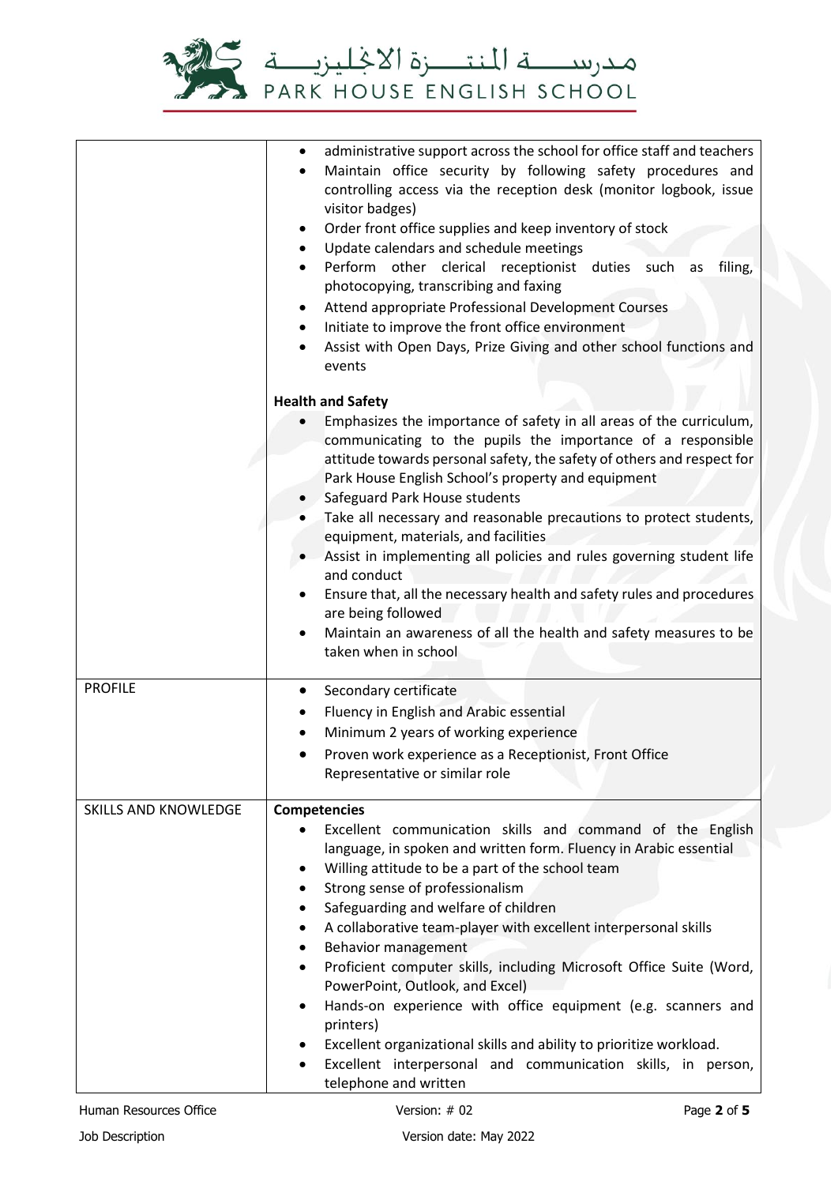| | |
|---|---|
| | • administrative support across the school for office staff and teachers<br>• Maintain office security by following safety procedures and controlling access via the reception desk (monitor logbook, issue visitor badges)<br>• Order front office supplies and keep inventory of stock<br>• Update calendars and schedule meetings<br>• Perform other clerical receptionist duties such as filing, photocopying, transcribing and faxing<br>• Attend appropriate Professional Development Courses<br>• Initiate to improve the front office environment<br>• Assist with Open Days, Prize Giving and other school functions and events<br><br>**Health and Safety**<br>• Emphasizes the importance of safety in all areas of the curriculum, communicating to the pupils the importance of a responsible attitude towards personal safety, the safety of others and respect for Park House English School's property and equipment<br>• Safeguard Park House students<br>• Take all necessary and reasonable precautions to protect students, equipment, materials, and facilities<br>• Assist in implementing all policies and rules governing student life and conduct<br>• Ensure that, all the necessary health and safety rules and procedures are being followed<br>• Maintain an awareness of all the health and safety measures to be taken when in school |
| PROFILE | • Secondary certificate<br>• Fluency in English and Arabic essential<br>• Minimum 2 years of working experience<br>• Proven work experience as a Receptionist, Front Office Representative or similar role |
| SKILLS AND KNOWLEDGE | **Competencies**<br>• Excellent communication skills and command of the English language, in spoken and written form. Fluency in Arabic essential<br>• Willing attitude to be a part of the school team<br>• Strong sense of professionalism<br>• Safeguarding and welfare of children<br>• A collaborative team-player with excellent interpersonal skills<br>• Behavior management<br>• Proficient computer skills, including Microsoft Office Suite (Word, PowerPoint, Outlook, and Excel)<br>• Hands-on experience with office equipment (e.g. scanners and printers)<br>• Excellent organizational skills and ability to prioritize workload.<br>• Excellent interpersonal and communication skills, in person, telephone and written |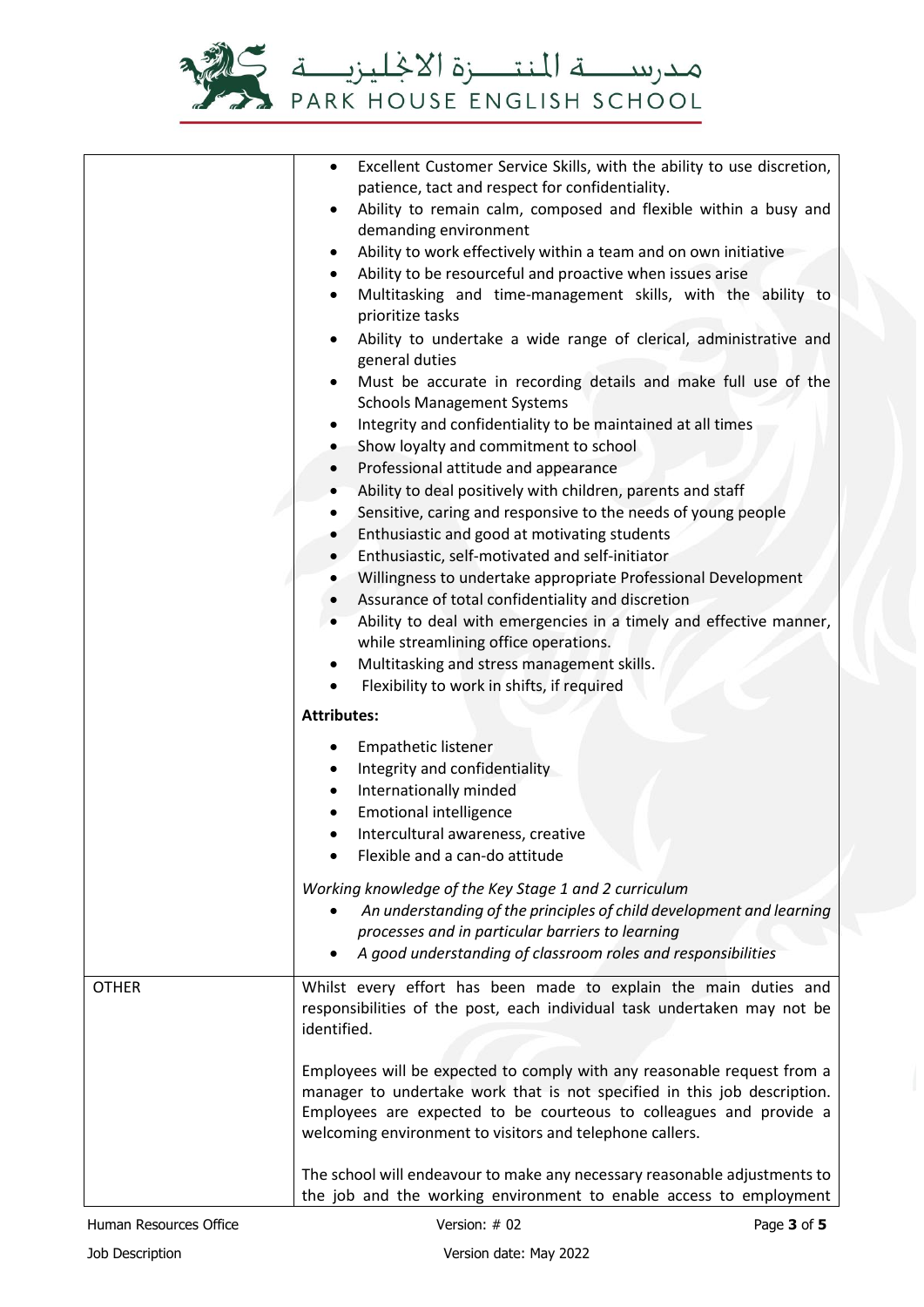| | |
|---|---|
| | • Excellent Customer Service Skills, with the ability to use discretion, patience, tact and respect for confidentiality.<br>• Ability to remain calm, composed and flexible within a busy and demanding environment<br>• Ability to work effectively within a team and on own initiative<br>• Ability to be resourceful and proactive when issues arise<br>• Multitasking and time-management skills, with the ability to prioritize tasks<br>• Ability to undertake a wide range of clerical, administrative and general duties<br>• Must be accurate in recording details and make full use of the Schools Management Systems<br>• Integrity and confidentiality to be maintained at all times<br>• Show loyalty and commitment to school<br>• Professional attitude and appearance<br>• Ability to deal positively with children, parents and staff<br>• Sensitive, caring and responsive to the needs of young people<br>• Enthusiastic and good at motivating students<br>• Enthusiastic, self-motivated and self-initiator<br>• Willingness to undertake appropriate Professional Development<br>• Assurance of total confidentiality and discretion<br>• Ability to deal with emergencies in a timely and effective manner, while streamlining office operations.<br>• Multitasking and stress management skills.<br>• Flexibility to work in shifts, if required<br><br>**Attributes:**<br><br>• Empathetic listener<br>• Integrity and confidentiality<br>• Internationally minded<br>• Emotional intelligence<br>• Intercultural awareness, creative<br>• Flexible and a can-do attitude<br><br>*Working knowledge of the Key Stage 1 and 2 curriculum*<br>• *An understanding of the principles of child development and learning processes and in particular barriers to learning*<br>• *A good understanding of classroom roles and responsibilities* |
| OTHER | Whilst every effort has been made to explain the main duties and responsibilities of the post, each individual task undertaken may not be identified.<br><br>Employees will be expected to comply with any reasonable request from a manager to undertake work that is not specified in this job description. Employees are expected to be courteous to colleagues and provide a welcoming environment to visitors and telephone callers.<br><br>The school will endeavour to make any necessary reasonable adjustments to the job and the working environment to enable access to employment |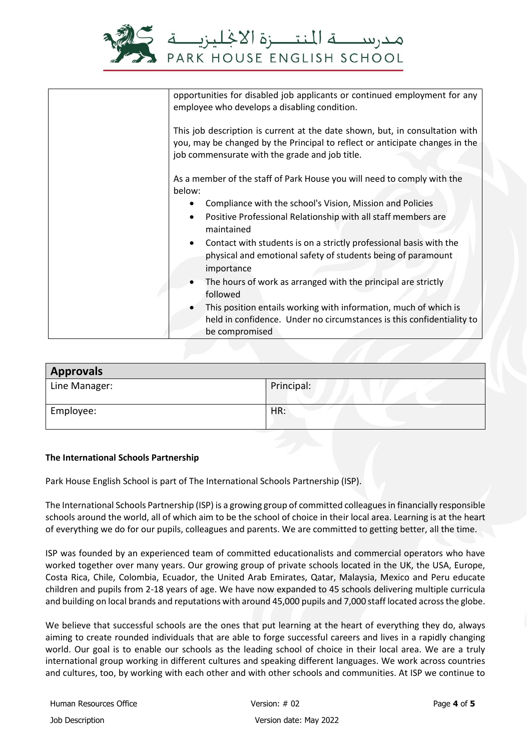| | |
|---|---|
| | opportunities for disabled job applicants or continued employment for any employee who develops a disabling condition.<br><br>This job description is current at the date shown, but, in consultation with you, may be changed by the Principal to reflect or anticipate changes in the job commensurate with the grade and job title.<br><br>As a member of the staff of Park House you will need to comply with the below:<br>• Compliance with the school's Vision, Mission and Policies<br>• Positive Professional Relationship with all staff members are maintained<br>• Contact with students is on a strictly professional basis with the physical and emotional safety of students being of paramount importance<br>• The hours of work as arranged with the principal are strictly followed<br>• This position entails working with information, much of which is held in confidence. Under no circumstances is this confidentiality to be compromised |

| **Approvals** | |
|---|---|
| Line Manager: | Principal: |
| Employee: | HR: |

**The International Schools Partnership**

Park House English School is part of The International Schools Partnership (ISP).

The International Schools Partnership (ISP) is a growing group of committed colleagues in financially responsible schools around the world, all of which aim to be the school of choice in their local area. Learning is at the heart of everything we do for our pupils, colleagues and parents. We are committed to getting better, all the time.

ISP was founded by an experienced team of committed educationalists and commercial operators who have worked together over many years. Our growing group of private schools located in the UK, the USA, Europe, Costa Rica, Chile, Colombia, Ecuador, the United Arab Emirates, Qatar, Malaysia, Mexico and Peru educate children and pupils from 2-18 years of age. We have now expanded to 45 schools delivering multiple curricula and building on local brands and reputations with around 45,000 pupils and 7,000 staff located across the globe.

We believe that successful schools are the ones that put learning at the heart of everything they do, always aiming to create rounded individuals that are able to forge successful careers and lives in a rapidly changing world. Our goal is to enable our schools as the leading school of choice in their local area. We are a truly international group working in different cultures and speaking different languages. We work across countries and cultures, too, by working with each other and with other schools and communities. At ISP we continue to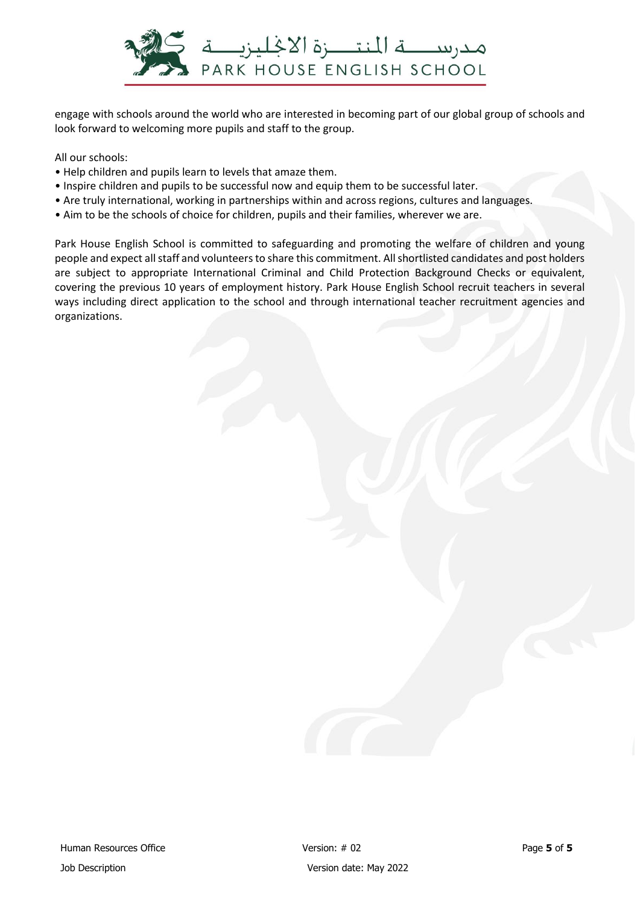engage with schools around the world who are interested in becoming part of our global group of schools and look forward to welcoming more pupils and staff to the group.

All our schools:

- Help children and pupils learn to levels that amaze them.
- Inspire children and pupils to be successful now and equip them to be successful later.
- Are truly international, working in partnerships within and across regions, cultures and languages.
- Aim to be the schools of choice for children, pupils and their families, wherever we are.

Park House English School is committed to safeguarding and promoting the welfare of children and young people and expect all staff and volunteers to share this commitment. All shortlisted candidates and post holders are subject to appropriate International Criminal and Child Protection Background Checks or equivalent, covering the previous 10 years of employment history. Park House English School recruit teachers in several ways including direct application to the school and through international teacher recruitment agencies and organizations.